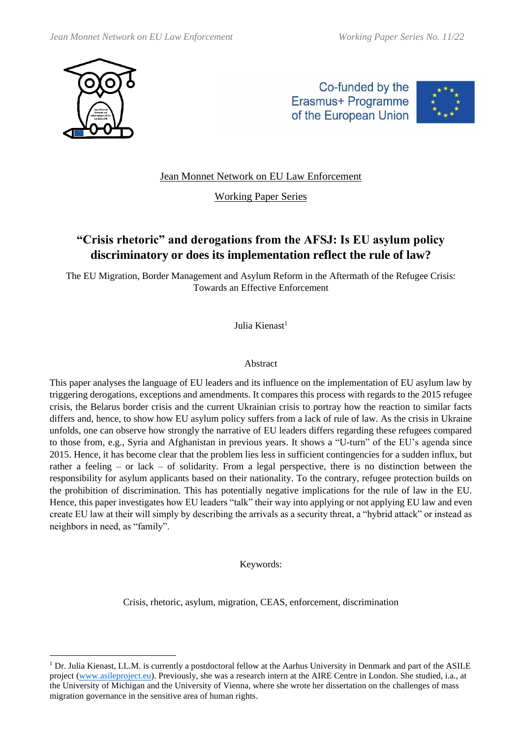Jean Monnet Network on EU Law Enforcement

Working Paper Series

# "Crisis rhetoric" and derogations from the AFSJ: Is EU asylum policy discriminatory or does its implementation reflect the rule of law?

The EU Migration, Border Management and Asylum Reform in the Aftermath of the Refugee Crisis: Towards an Effective Enforcement

Julia Kienast[1]

## Abstract

This paper analyses the language of EU leaders and its influence on the implementation of EU asylum law by triggering derogations, exceptions and amendments. It compares this process with regards to the 2015 refugee crisis, the Belarus border crisis and the current Ukrainian crisis to portray how the reaction to similar facts differs and, hence, to show how EU asylum policy suffers from a lack of rule of law. As the crisis in Ukraine unfolds, one can observe how strongly the narrative of EU leaders differs regarding these refugees compared to those from, e.g., Syria and Afghanistan in previous years. It shows a "U-turn" of the EU's agenda since 2015. Hence, it has become clear that the problem lies less in sufficient contingencies for a sudden influx, but rather a feeling – or lack – of solidarity. From a legal perspective, there is no distinction between the responsibility for asylum applicants based on their nationality. To the contrary, refugee protection builds on the prohibition of discrimination. This has potentially negative implications for the rule of law in the EU. Hence, this paper investigates how EU leaders "talk" their way into applying or not applying EU law and even create EU law at their will simply by describing the arrivals as a security threat, a "hybrid attack" or instead as neighbors in need, as "family".

Keywords:

Crisis, rhetoric, asylum, migration, CEAS, enforcement, discrimination

---

[1] Dr. Julia Kienast, LL.M. is currently a postdoctoral fellow at the Aarhus University in Denmark and part of the ASILE project (www.asileproject.eu). Previously, she was a research intern at the AIRE Centre in London. She studied, i.a., at the University of Michigan and the University of Vienna, where she wrote her dissertation on the challenges of mass migration governance in the sensitive area of human rights.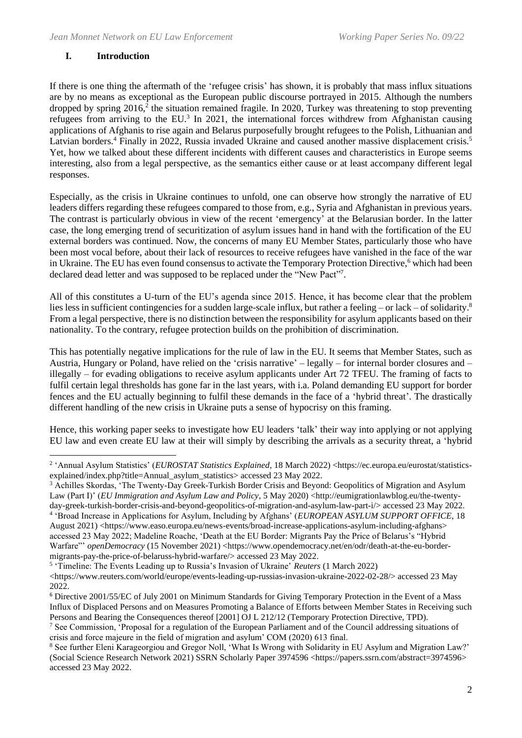## I. Introduction

If there is one thing the aftermath of the 'refugee crisis' has shown, it is probably that mass influx situations are by no means as exceptional as the European public discourse portrayed in 2015. Although the numbers dropped by spring 2016,[2] the situation remained fragile. In 2020, Turkey was threatening to stop preventing refugees from arriving to the EU.[3] In 2021, the international forces withdrew from Afghanistan causing applications of Afghanis to rise again and Belarus purposefully brought refugees to the Polish, Lithuanian and Latvian borders.[4] Finally in 2022, Russia invaded Ukraine and caused another massive displacement crisis.[5] Yet, how we talked about these different incidents with different causes and characteristics in Europe seems interesting, also from a legal perspective, as the semantics either cause or at least accompany different legal responses.

Especially, as the crisis in Ukraine continues to unfold, one can observe how strongly the narrative of EU leaders differs regarding these refugees compared to those from, e.g., Syria and Afghanistan in previous years. The contrast is particularly obvious in view of the recent 'emergency' at the Belarusian border. In the latter case, the long emerging trend of securitization of asylum issues hand in hand with the fortification of the EU external borders was continued. Now, the concerns of many EU Member States, particularly those who have been most vocal before, about their lack of resources to receive refugees have vanished in the face of the war in Ukraine. The EU has even found consensus to activate the Temporary Protection Directive,[6] which had been declared dead letter and was supposed to be replaced under the "New Pact"[7].

All of this constitutes a U-turn of the EU's agenda since 2015. Hence, it has become clear that the problem lies less in sufficient contingencies for a sudden large-scale influx, but rather a feeling – or lack – of solidarity.[8] From a legal perspective, there is no distinction between the responsibility for asylum applicants based on their nationality. To the contrary, refugee protection builds on the prohibition of discrimination.

This has potentially negative implications for the rule of law in the EU. It seems that Member States, such as Austria, Hungary or Poland, have relied on the 'crisis narrative' – legally – for internal border closures and – illegally – for evading obligations to receive asylum applicants under Art 72 TFEU. The framing of facts to fulfil certain legal thresholds has gone far in the last years, with i.a. Poland demanding EU support for border fences and the EU actually beginning to fulfil these demands in the face of a 'hybrid threat'. The drastically different handling of the new crisis in Ukraine puts a sense of hypocrisy on this framing.

Hence, this working paper seeks to investigate how EU leaders 'talk' their way into applying or not applying EU law and even create EU law at their will simply by describing the arrivals as a security threat, a 'hybrid

---

[2] 'Annual Asylum Statistics' (*EUROSTAT Statistics Explained*, 18 March 2022) <https://ec.europa.eu/eurostat/statistics-explained/index.php?title=Annual_asylum_statistics> accessed 23 May 2022.

[3] Achilles Skordas, 'The Twenty-Day Greek-Turkish Border Crisis and Beyond: Geopolitics of Migration and Asylum Law (Part I)' (*EU Immigration and Asylum Law and Policy*, 5 May 2020) <http://eumigrationlawblog.eu/the-twenty-day-greek-turkish-border-crisis-and-beyond-geopolitics-of-migration-and-asylum-law-part-i/> accessed 23 May 2022.

[4] 'Broad Increase in Applications for Asylum, Including by Afghans' (*EUROPEAN ASYLUM SUPPORT OFFICE*, 18 August 2021) <https://www.easo.europa.eu/news-events/broad-increase-applications-asylum-including-afghans> accessed 23 May 2022; Madeline Roache, 'Death at the EU Border: Migrants Pay the Price of Belarus's "Hybrid Warfare"' *openDemocracy* (15 November 2021) <https://www.opendemocracy.net/en/odr/death-at-the-eu-border-migrants-pay-the-price-of-belaruss-hybrid-warfare/> accessed 23 May 2022.

[5] 'Timeline: The Events Leading up to Russia's Invasion of Ukraine' *Reuters* (1 March 2022) <https://www.reuters.com/world/europe/events-leading-up-russias-invasion-ukraine-2022-02-28/> accessed 23 May 2022.

[6] Directive 2001/55/EC of July 2001 on Minimum Standards for Giving Temporary Protection in the Event of a Mass Influx of Displaced Persons and on Measures Promoting a Balance of Efforts between Member States in Receiving such Persons and Bearing the Consequences thereof [2001] OJ L 212/12 (Temporary Protection Directive, TPD).

[7] See Commission, 'Proposal for a regulation of the European Parliament and of the Council addressing situations of crisis and force majeure in the field of migration and asylum' COM (2020) 613 final.

[8] See further Eleni Karageorgiou and Gregor Noll, 'What Is Wrong with Solidarity in EU Asylum and Migration Law?' (Social Science Research Network 2021) SSRN Scholarly Paper 3974596 <https://papers.ssrn.com/abstract=3974596> accessed 23 May 2022.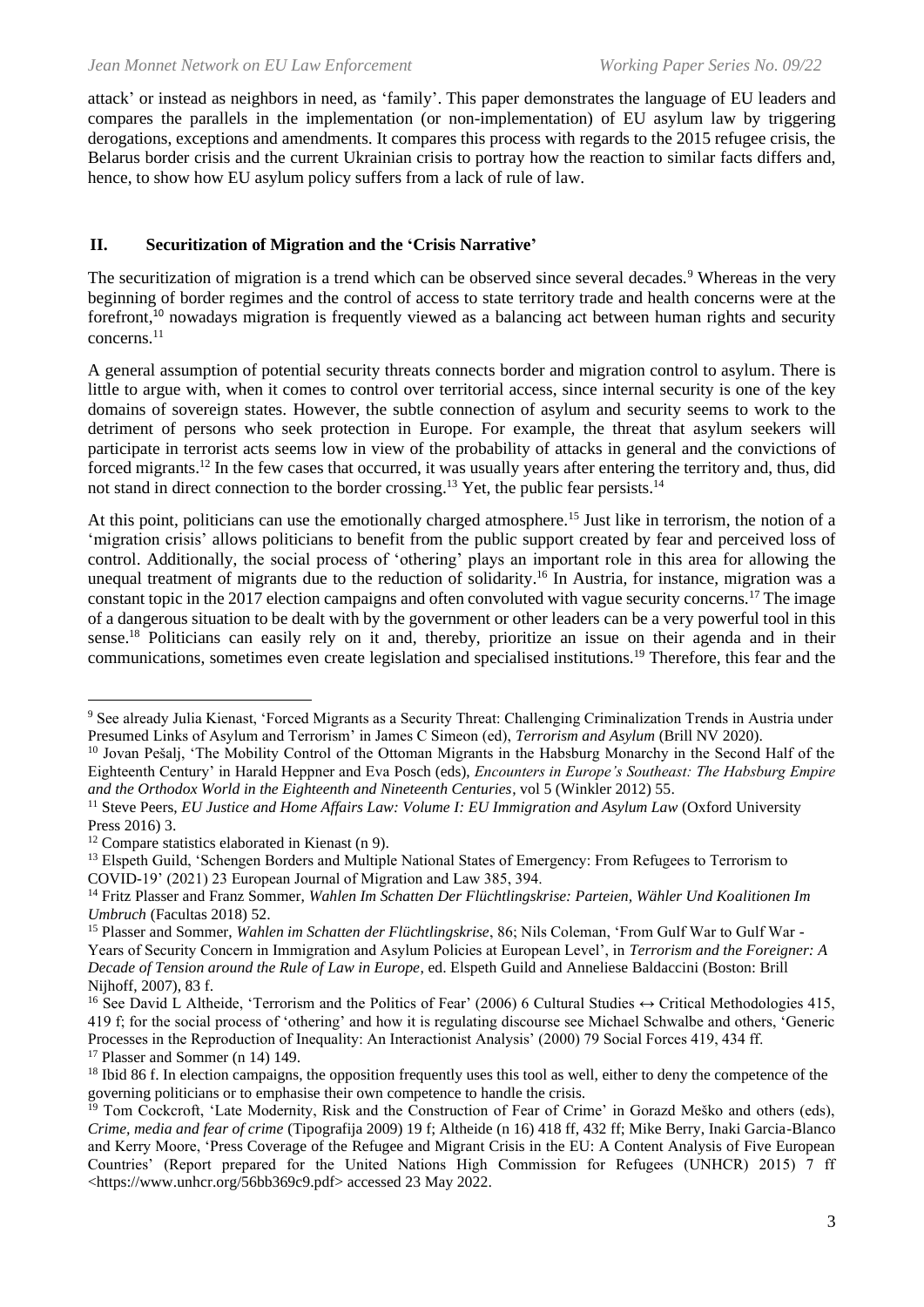attack' or instead as neighbors in need, as 'family'. This paper demonstrates the language of EU leaders and compares the parallels in the implementation (or non-implementation) of EU asylum law by triggering derogations, exceptions and amendments. It compares this process with regards to the 2015 refugee crisis, the Belarus border crisis and the current Ukrainian crisis to portray how the reaction to similar facts differs and, hence, to show how EU asylum policy suffers from a lack of rule of law.

## II. Securitization of Migration and the 'Crisis Narrative'

The securitization of migration is a trend which can be observed since several decades.[9] Whereas in the very beginning of border regimes and the control of access to state territory trade and health concerns were at the forefront,[10] nowadays migration is frequently viewed as a balancing act between human rights and security concerns.[11]

A general assumption of potential security threats connects border and migration control to asylum. There is little to argue with, when it comes to control over territorial access, since internal security is one of the key domains of sovereign states. However, the subtle connection of asylum and security seems to work to the detriment of persons who seek protection in Europe. For example, the threat that asylum seekers will participate in terrorist acts seems low in view of the probability of attacks in general and the convictions of forced migrants.[12] In the few cases that occurred, it was usually years after entering the territory and, thus, did not stand in direct connection to the border crossing.[13] Yet, the public fear persists.[14]

At this point, politicians can use the emotionally charged atmosphere.[15] Just like in terrorism, the notion of a 'migration crisis' allows politicians to benefit from the public support created by fear and perceived loss of control. Additionally, the social process of 'othering' plays an important role in this area for allowing the unequal treatment of migrants due to the reduction of solidarity.[16] In Austria, for instance, migration was a constant topic in the 2017 election campaigns and often convoluted with vague security concerns.[17] The image of a dangerous situation to be dealt with by the government or other leaders can be a very powerful tool in this sense.[18] Politicians can easily rely on it and, thereby, prioritize an issue on their agenda and in their communications, sometimes even create legislation and specialised institutions.[19] Therefore, this fear and the

---

[9] See already Julia Kienast, 'Forced Migrants as a Security Threat: Challenging Criminalization Trends in Austria under Presumed Links of Asylum and Terrorism' in James C Simeon (ed), *Terrorism and Asylum* (Brill NV 2020).

[10] Jovan Pešalj, 'The Mobility Control of the Ottoman Migrants in the Habsburg Monarchy in the Second Half of the Eighteenth Century' in Harald Heppner and Eva Posch (eds), *Encounters in Europe's Southeast: The Habsburg Empire and the Orthodox World in the Eighteenth and Nineteenth Centuries*, vol 5 (Winkler 2012) 55.

[11] Steve Peers, *EU Justice and Home Affairs Law: Volume I: EU Immigration and Asylum Law* (Oxford University Press 2016) 3.

[12] Compare statistics elaborated in Kienast (n 9).

[13] Elspeth Guild, 'Schengen Borders and Multiple National States of Emergency: From Refugees to Terrorism to COVID-19' (2021) 23 European Journal of Migration and Law 385, 394.

[14] Fritz Plasser and Franz Sommer, *Wahlen Im Schatten Der Flüchtlingskrise: Parteien, Wähler Und Koalitionen Im Umbruch* (Facultas 2018) 52.

[15] Plasser and Sommer, *Wahlen im Schatten der Flüchtlingskrise*, 86; Nils Coleman, 'From Gulf War to Gulf War - Years of Security Concern in Immigration and Asylum Policies at European Level', in *Terrorism and the Foreigner: A Decade of Tension around the Rule of Law in Europe*, ed. Elspeth Guild and Anneliese Baldaccini (Boston: Brill Nijhoff, 2007), 83 f.

[16] See David L Altheide, 'Terrorism and the Politics of Fear' (2006) 6 Cultural Studies ↔ Critical Methodologies 415, 419 f; for the social process of 'othering' and how it is regulating discourse see Michael Schwalbe and others, 'Generic Processes in the Reproduction of Inequality: An Interactionist Analysis' (2000) 79 Social Forces 419, 434 ff.

[17] Plasser and Sommer (n 14) 149.

[18] Ibid 86 f. In election campaigns, the opposition frequently uses this tool as well, either to deny the competence of the governing politicians or to emphasise their own competence to handle the crisis.

[19] Tom Cockcroft, 'Late Modernity, Risk and the Construction of Fear of Crime' in Gorazd Meško and others (eds), *Crime, media and fear of crime* (Tipografija 2009) 19 f; Altheide (n 16) 418 ff, 432 ff; Mike Berry, Inaki Garcia-Blanco and Kerry Moore, 'Press Coverage of the Refugee and Migrant Crisis in the EU: A Content Analysis of Five European Countries' (Report prepared for the United Nations High Commission for Refugees (UNHCR) 2015) 7 ff <https://www.unhcr.org/56bb369c9.pdf> accessed 23 May 2022.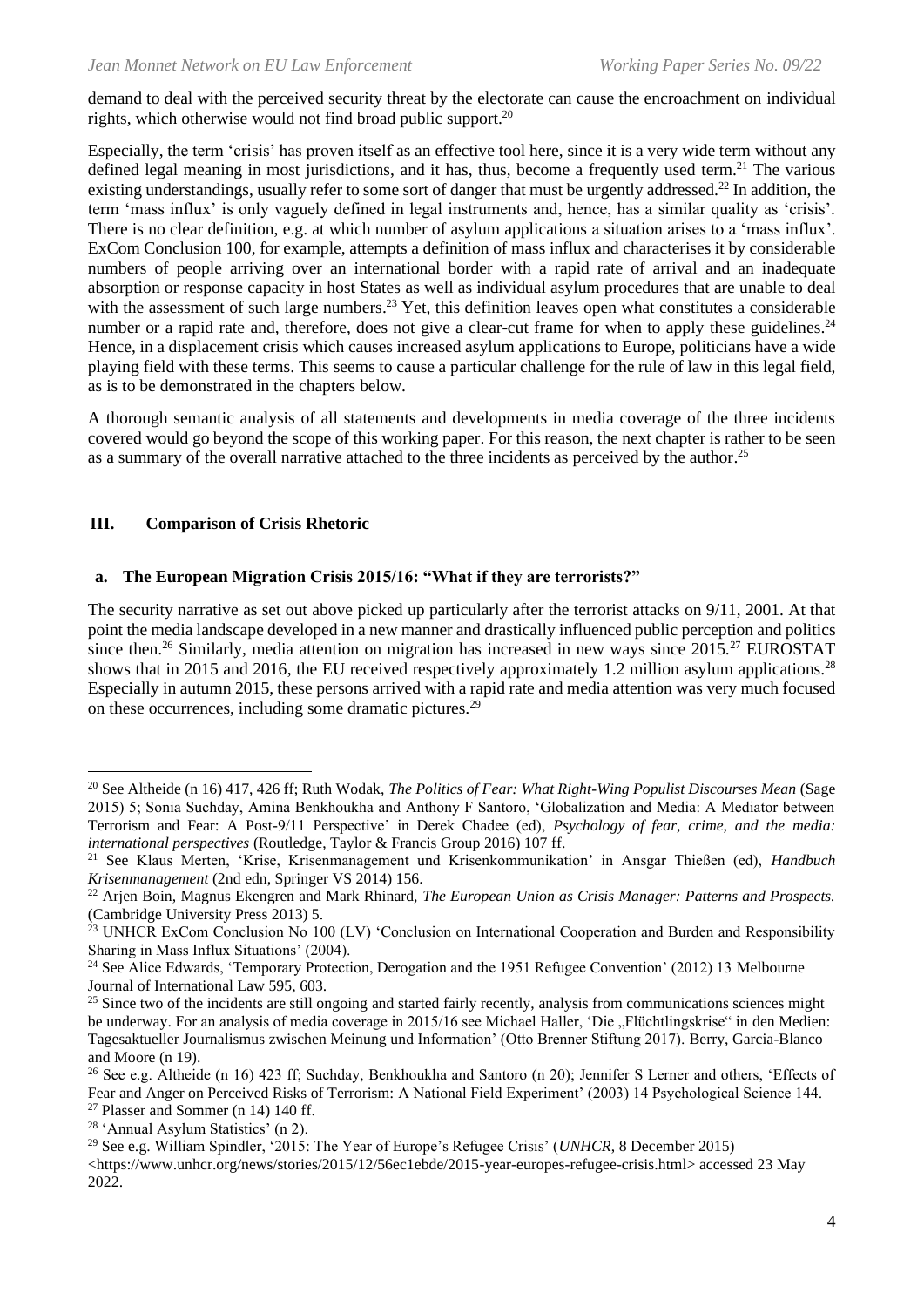demand to deal with the perceived security threat by the electorate can cause the encroachment on individual rights, which otherwise would not find broad public support.[20]

Especially, the term 'crisis' has proven itself as an effective tool here, since it is a very wide term without any defined legal meaning in most jurisdictions, and it has, thus, become a frequently used term.[21] The various existing understandings, usually refer to some sort of danger that must be urgently addressed.[22] In addition, the term 'mass influx' is only vaguely defined in legal instruments and, hence, has a similar quality as 'crisis'. There is no clear definition, e.g. at which number of asylum applications a situation arises to a 'mass influx'. ExCom Conclusion 100, for example, attempts a definition of mass influx and characterises it by considerable numbers of people arriving over an international border with a rapid rate of arrival and an inadequate absorption or response capacity in host States as well as individual asylum procedures that are unable to deal with the assessment of such large numbers.[23] Yet, this definition leaves open what constitutes a considerable number or a rapid rate and, therefore, does not give a clear-cut frame for when to apply these guidelines.[24] Hence, in a displacement crisis which causes increased asylum applications to Europe, politicians have a wide playing field with these terms. This seems to cause a particular challenge for the rule of law in this legal field, as is to be demonstrated in the chapters below.

A thorough semantic analysis of all statements and developments in media coverage of the three incidents covered would go beyond the scope of this working paper. For this reason, the next chapter is rather to be seen as a summary of the overall narrative attached to the three incidents as perceived by the author.[25]

## III. Comparison of Crisis Rhetoric

### a. The European Migration Crisis 2015/16: "What if they are terrorists?"

The security narrative as set out above picked up particularly after the terrorist attacks on 9/11, 2001. At that point the media landscape developed in a new manner and drastically influenced public perception and politics since then.[26] Similarly, media attention on migration has increased in new ways since 2015.[27] EUROSTAT shows that in 2015 and 2016, the EU received respectively approximately 1.2 million asylum applications.[28] Especially in autumn 2015, these persons arrived with a rapid rate and media attention was very much focused on these occurrences, including some dramatic pictures.[29]

---

[20] See Altheide (n 16) 417, 426 ff; Ruth Wodak, *The Politics of Fear: What Right-Wing Populist Discourses Mean* (Sage 2015) 5; Sonia Suchday, Amina Benkhoukha and Anthony F Santoro, 'Globalization and Media: A Mediator between Terrorism and Fear: A Post-9/11 Perspective' in Derek Chadee (ed), *Psychology of fear, crime, and the media: international perspectives* (Routledge, Taylor & Francis Group 2016) 107 ff.

[21] See Klaus Merten, 'Krise, Krisenmanagement und Krisenkommunikation' in Ansgar Thießen (ed), *Handbuch Krisenmanagement* (2nd edn, Springer VS 2014) 156.

[22] Arjen Boin, Magnus Ekengren and Mark Rhinard, *The European Union as Crisis Manager: Patterns and Prospects.* (Cambridge University Press 2013) 5.

[23] UNHCR ExCom Conclusion No 100 (LV) 'Conclusion on International Cooperation and Burden and Responsibility Sharing in Mass Influx Situations' (2004).

[24] See Alice Edwards, 'Temporary Protection, Derogation and the 1951 Refugee Convention' (2012) 13 Melbourne Journal of International Law 595, 603.

[25] Since two of the incidents are still ongoing and started fairly recently, analysis from communications sciences might be underway. For an analysis of media coverage in 2015/16 see Michael Haller, 'Die „Flüchtlingskrise" in den Medien: Tagesaktueller Journalismus zwischen Meinung und Information' (Otto Brenner Stiftung 2017). Berry, Garcia-Blanco and Moore (n 19).

[26] See e.g. Altheide (n 16) 423 ff; Suchday, Benkhoukha and Santoro (n 20); Jennifer S Lerner and others, 'Effects of Fear and Anger on Perceived Risks of Terrorism: A National Field Experiment' (2003) 14 Psychological Science 144.

[27] Plasser and Sommer (n 14) 140 ff.

[28] 'Annual Asylum Statistics' (n 2).

[29] See e.g. William Spindler, '2015: The Year of Europe's Refugee Crisis' (*UNHCR*, 8 December 2015) <https://www.unhcr.org/news/stories/2015/12/56ec1ebde/2015-year-europes-refugee-crisis.html> accessed 23 May 2022.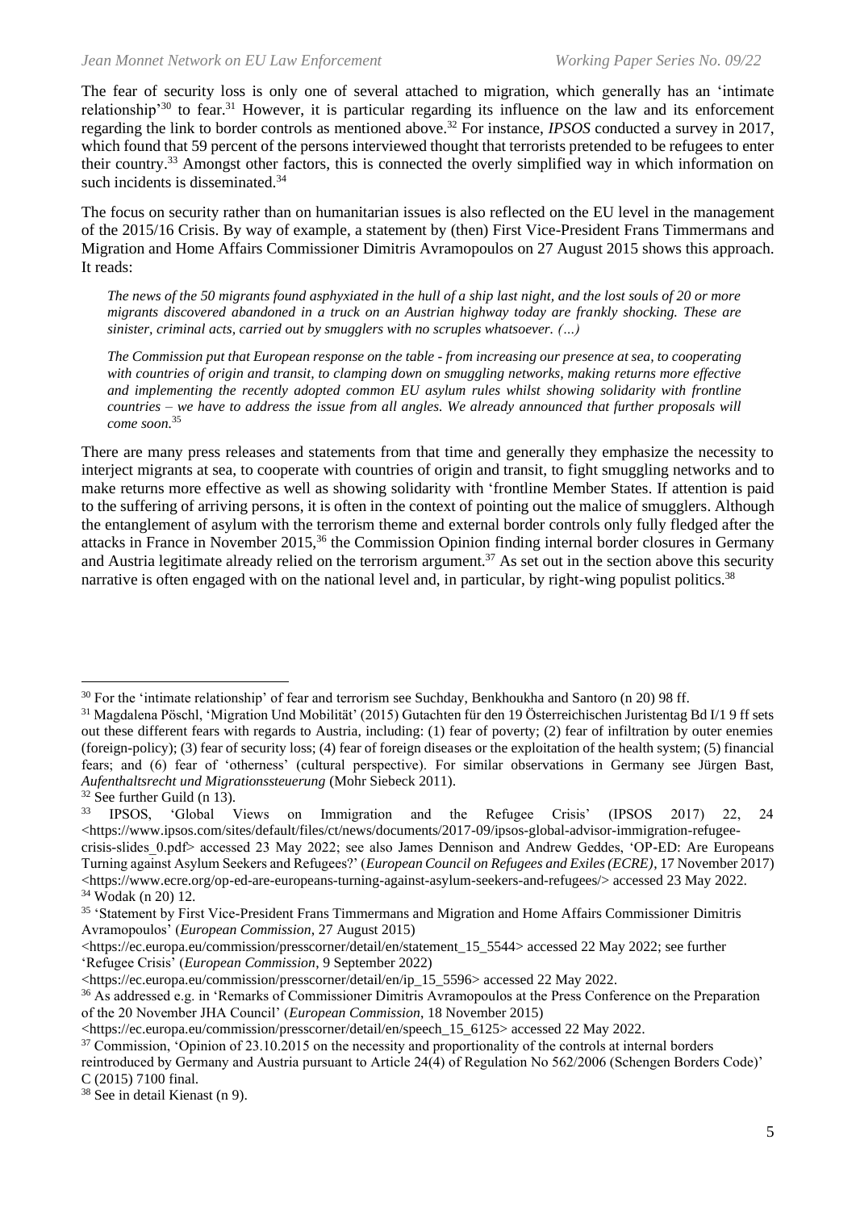The fear of security loss is only one of several attached to migration, which generally has an 'intimate relationship'[30] to fear.[31] However, it is particular regarding its influence on the law and its enforcement regarding the link to border controls as mentioned above.[32] For instance, *IPSOS* conducted a survey in 2017, which found that 59 percent of the persons interviewed thought that terrorists pretended to be refugees to enter their country.[33] Amongst other factors, this is connected the overly simplified way in which information on such incidents is disseminated.[34]

The focus on security rather than on humanitarian issues is also reflected on the EU level in the management of the 2015/16 Crisis. By way of example, a statement by (then) First Vice-President Frans Timmermans and Migration and Home Affairs Commissioner Dimitris Avramopoulos on 27 August 2015 shows this approach. It reads:

> *The news of the 50 migrants found asphyxiated in the hull of a ship last night, and the lost souls of 20 or more migrants discovered abandoned in a truck on an Austrian highway today are frankly shocking. These are sinister, criminal acts, carried out by smugglers with no scruples whatsoever. (…)*
>
> *The Commission put that European response on the table - from increasing our presence at sea, to cooperating with countries of origin and transit, to clamping down on smuggling networks, making returns more effective and implementing the recently adopted common EU asylum rules whilst showing solidarity with frontline countries – we have to address the issue from all angles. We already announced that further proposals will come soon.*[35]

There are many press releases and statements from that time and generally they emphasize the necessity to interject migrants at sea, to cooperate with countries of origin and transit, to fight smuggling networks and to make returns more effective as well as showing solidarity with 'frontline Member States. If attention is paid to the suffering of arriving persons, it is often in the context of pointing out the malice of smugglers. Although the entanglement of asylum with the terrorism theme and external border controls only fully fledged after the attacks in France in November 2015,[36] the Commission Opinion finding internal border closures in Germany and Austria legitimate already relied on the terrorism argument.[37] As set out in the section above this security narrative is often engaged with on the national level and, in particular, by right-wing populist politics.[38]

---

[30] For the 'intimate relationship' of fear and terrorism see Suchday, Benkhoukha and Santoro (n 20) 98 ff.

[31] Magdalena Pöschl, 'Migration Und Mobilität' (2015) Gutachten für den 19 Österreichischen Juristentag Bd I/1 9 ff sets out these different fears with regards to Austria, including: (1) fear of poverty; (2) fear of infiltration by outer enemies (foreign-policy); (3) fear of security loss; (4) fear of foreign diseases or the exploitation of the health system; (5) financial fears; and (6) fear of 'otherness' (cultural perspective). For similar observations in Germany see Jürgen Bast, *Aufenthaltsrecht und Migrationssteuerung* (Mohr Siebeck 2011).

[32] See further Guild (n 13).

[33] IPSOS, 'Global Views on Immigration and the Refugee Crisis' (IPSOS 2017) 22, 24 <https://www.ipsos.com/sites/default/files/ct/news/documents/2017-09/ipsos-global-advisor-immigration-refugee-crisis-slides_0.pdf> accessed 23 May 2022; see also James Dennison and Andrew Geddes, 'OP-ED: Are Europeans Turning against Asylum Seekers and Refugees?' (*European Council on Refugees and Exiles (ECRE)*, 17 November 2017) <https://www.ecre.org/op-ed-are-europeans-turning-against-asylum-seekers-and-refugees/> accessed 23 May 2022.

[34] Wodak (n 20) 12.

[35] 'Statement by First Vice-President Frans Timmermans and Migration and Home Affairs Commissioner Dimitris Avramopoulos' (*European Commission*, 27 August 2015) <https://ec.europa.eu/commission/presscorner/detail/en/statement_15_5544> accessed 22 May 2022; see further 'Refugee Crisis' (*European Commission*, 9 September 2022) <https://ec.europa.eu/commission/presscorner/detail/en/ip_15_5596> accessed 22 May 2022.

[36] As addressed e.g. in 'Remarks of Commissioner Dimitris Avramopoulos at the Press Conference on the Preparation of the 20 November JHA Council' (*European Commission*, 18 November 2015) <https://ec.europa.eu/commission/presscorner/detail/en/speech_15_6125> accessed 22 May 2022.

[37] Commission, 'Opinion of 23.10.2015 on the necessity and proportionality of the controls at internal borders reintroduced by Germany and Austria pursuant to Article 24(4) of Regulation No 562/2006 (Schengen Borders Code)' C (2015) 7100 final.

[38] See in detail Kienast (n 9).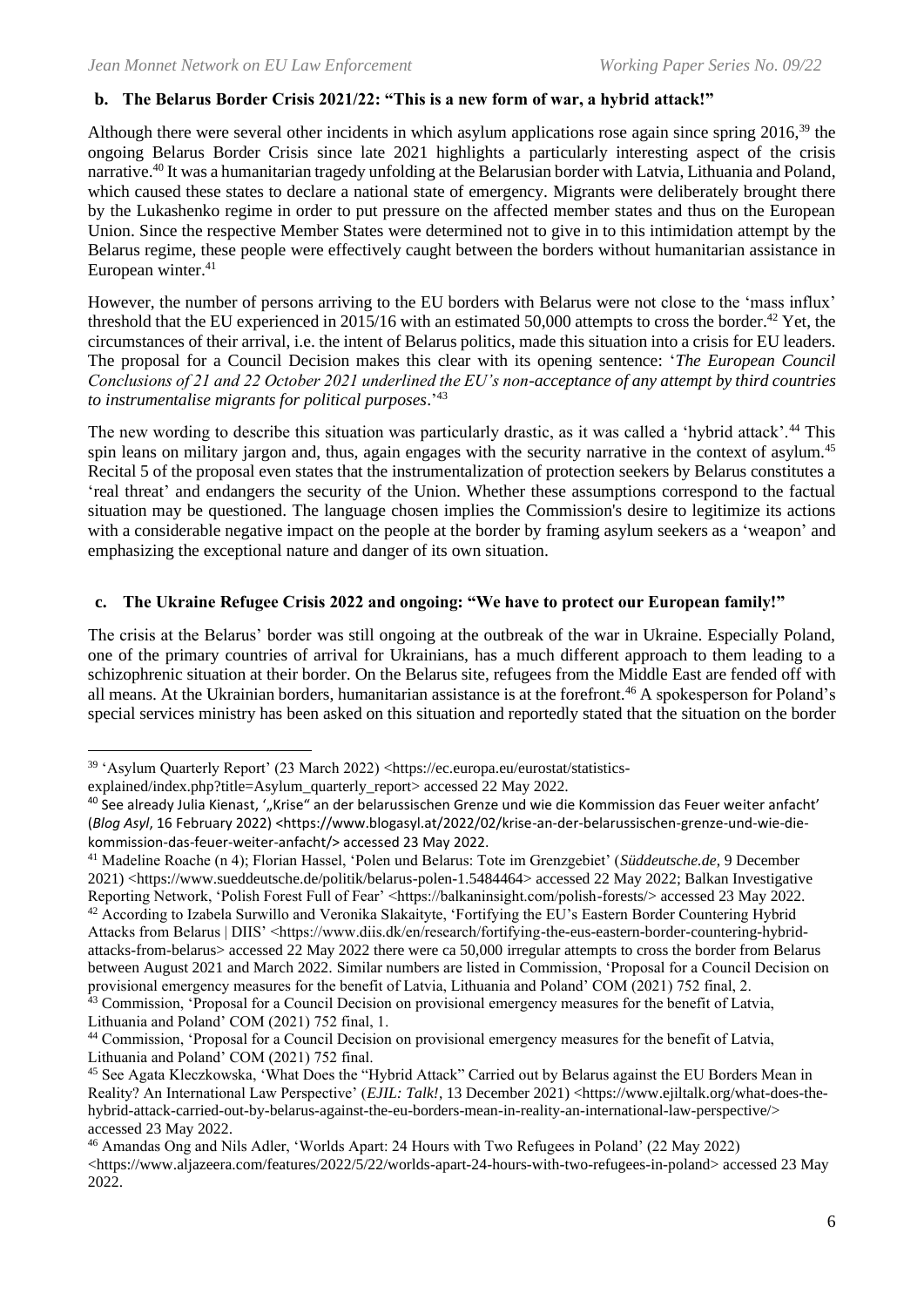### b. The Belarus Border Crisis 2021/22: "This is a new form of war, a hybrid attack!"

Although there were several other incidents in which asylum applications rose again since spring 2016,[39] the ongoing Belarus Border Crisis since late 2021 highlights a particularly interesting aspect of the crisis narrative.[40] It was a humanitarian tragedy unfolding at the Belarusian border with Latvia, Lithuania and Poland, which caused these states to declare a national state of emergency. Migrants were deliberately brought there by the Lukashenko regime in order to put pressure on the affected member states and thus on the European Union. Since the respective Member States were determined not to give in to this intimidation attempt by the Belarus regime, these people were effectively caught between the borders without humanitarian assistance in European winter.[41]

However, the number of persons arriving to the EU borders with Belarus were not close to the 'mass influx' threshold that the EU experienced in 2015/16 with an estimated 50,000 attempts to cross the border.[42] Yet, the circumstances of their arrival, i.e. the intent of Belarus politics, made this situation into a crisis for EU leaders. The proposal for a Council Decision makes this clear with its opening sentence: '*The European Council Conclusions of 21 and 22 October 2021 underlined the EU's non-acceptance of any attempt by third countries to instrumentalise migrants for political purposes*.'[43]

The new wording to describe this situation was particularly drastic, as it was called a 'hybrid attack'.[44] This spin leans on military jargon and, thus, again engages with the security narrative in the context of asylum.[45] Recital 5 of the proposal even states that the instrumentalization of protection seekers by Belarus constitutes a 'real threat' and endangers the security of the Union. Whether these assumptions correspond to the factual situation may be questioned. The language chosen implies the Commission's desire to legitimize its actions with a considerable negative impact on the people at the border by framing asylum seekers as a 'weapon' and emphasizing the exceptional nature and danger of its own situation.

### c. The Ukraine Refugee Crisis 2022 and ongoing: "We have to protect our European family!"

The crisis at the Belarus' border was still ongoing at the outbreak of the war in Ukraine. Especially Poland, one of the primary countries of arrival for Ukrainians, has a much different approach to them leading to a schizophrenic situation at their border. On the Belarus site, refugees from the Middle East are fended off with all means. At the Ukrainian borders, humanitarian assistance is at the forefront.[46] A spokesperson for Poland's special services ministry has been asked on this situation and reportedly stated that the situation on the border

---

[39] 'Asylum Quarterly Report' (23 March 2022) <https://ec.europa.eu/eurostat/statistics-explained/index.php?title=Asylum_quarterly_report> accessed 22 May 2022.

[40] See already Julia Kienast, '„Krise" an der belarussischen Grenze und wie die Kommission das Feuer weiter anfacht' (*Blog Asyl*, 16 February 2022) <https://www.blogasyl.at/2022/02/krise-an-der-belarussischen-grenze-und-wie-die-kommission-das-feuer-weiter-anfacht/> accessed 23 May 2022.

[41] Madeline Roache (n 4); Florian Hassel, 'Polen und Belarus: Tote im Grenzgebiet' (*Süddeutsche.de*, 9 December 2021) <https://www.sueddeutsche.de/politik/belarus-polen-1.5484464> accessed 22 May 2022; Balkan Investigative Reporting Network, 'Polish Forest Full of Fear' <https://balkaninsight.com/polish-forests/> accessed 23 May 2022.

[42] According to Izabela Surwillo and Veronika Slakaityte, 'Fortifying the EU's Eastern Border Countering Hybrid Attacks from Belarus | DIIS' <https://www.diis.dk/en/research/fortifying-the-eus-eastern-border-countering-hybrid-attacks-from-belarus> accessed 22 May 2022 there were ca 50,000 irregular attempts to cross the border from Belarus between August 2021 and March 2022. Similar numbers are listed in Commission, 'Proposal for a Council Decision on provisional emergency measures for the benefit of Latvia, Lithuania and Poland' COM (2021) 752 final, 2.

[43] Commission, 'Proposal for a Council Decision on provisional emergency measures for the benefit of Latvia, Lithuania and Poland' COM (2021) 752 final, 1.

[44] Commission, 'Proposal for a Council Decision on provisional emergency measures for the benefit of Latvia, Lithuania and Poland' COM (2021) 752 final.

[45] See Agata Kleczkowska, 'What Does the "Hybrid Attack" Carried out by Belarus against the EU Borders Mean in Reality? An International Law Perspective' (*EJIL: Talk!*, 13 December 2021) <https://www.ejiltalk.org/what-does-the-hybrid-attack-carried-out-by-belarus-against-the-eu-borders-mean-in-reality-an-international-law-perspective/> accessed 23 May 2022.

[46] Amandas Ong and Nils Adler, 'Worlds Apart: 24 Hours with Two Refugees in Poland' (22 May 2022) <https://www.aljazeera.com/features/2022/5/22/worlds-apart-24-hours-with-two-refugees-in-poland> accessed 23 May 2022.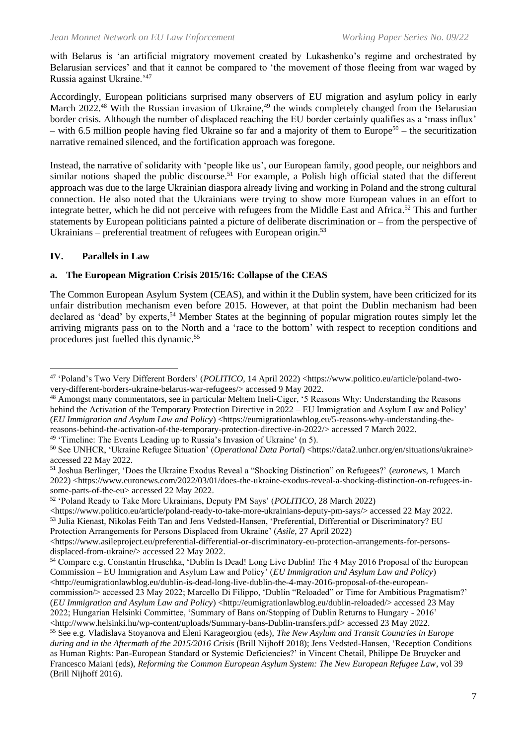with Belarus is 'an artificial migratory movement created by Lukashenko's regime and orchestrated by Belarusian services' and that it cannot be compared to 'the movement of those fleeing from war waged by Russia against Ukraine.'[47]

Accordingly, European politicians surprised many observers of EU migration and asylum policy in early March 2022.[48] With the Russian invasion of Ukraine,[49] the winds completely changed from the Belarusian border crisis. Although the number of displaced reaching the EU border certainly qualifies as a 'mass influx' – with 6.5 million people having fled Ukraine so far and a majority of them to Europe[50] – the securitization narrative remained silenced, and the fortification approach was foregone.

Instead, the narrative of solidarity with 'people like us', our European family, good people, our neighbors and similar notions shaped the public discourse.[51] For example, a Polish high official stated that the different approach was due to the large Ukrainian diaspora already living and working in Poland and the strong cultural connection. He also noted that the Ukrainians were trying to show more European values in an effort to integrate better, which he did not perceive with refugees from the Middle East and Africa.[52] This and further statements by European politicians painted a picture of deliberate discrimination or – from the perspective of Ukrainians – preferential treatment of refugees with European origin.[53]

## IV. Parallels in Law

### a. The European Migration Crisis 2015/16: Collapse of the CEAS

The Common European Asylum System (CEAS), and within it the Dublin system, have been criticized for its unfair distribution mechanism even before 2015. However, at that point the Dublin mechanism had been declared as 'dead' by experts,[54] Member States at the beginning of popular migration routes simply let the arriving migrants pass on to the North and a 'race to the bottom' with respect to reception conditions and procedures just fuelled this dynamic.[55]

---

[47] 'Poland's Two Very Different Borders' (*POLITICO*, 14 April 2022) <https://www.politico.eu/article/poland-two-very-different-borders-ukraine-belarus-war-refugees/> accessed 9 May 2022.

[48] Amongst many commentators, see in particular Meltem Ineli-Ciger, '5 Reasons Why: Understanding the Reasons behind the Activation of the Temporary Protection Directive in 2022 – EU Immigration and Asylum Law and Policy' (*EU Immigration and Asylum Law and Policy*) <https://eumigrationlawblog.eu/5-reasons-why-understanding-the-reasons-behind-the-activation-of-the-temporary-protection-directive-in-2022/> accessed 7 March 2022.

[49] 'Timeline: The Events Leading up to Russia's Invasion of Ukraine' (n 5).

[50] See UNHCR, 'Ukraine Refugee Situation' (*Operational Data Portal*) <https://data2.unhcr.org/en/situations/ukraine> accessed 22 May 2022.

[51] Joshua Berlinger, 'Does the Ukraine Exodus Reveal a "Shocking Distinction" on Refugees?' (*euronews*, 1 March 2022) <https://www.euronews.com/2022/03/01/does-the-ukraine-exodus-reveal-a-shocking-distinction-on-refugees-in-some-parts-of-the-eu> accessed 22 May 2022.

[52] 'Poland Ready to Take More Ukrainians, Deputy PM Says' (*POLITICO*, 28 March 2022) <https://www.politico.eu/article/poland-ready-to-take-more-ukrainians-deputy-pm-says/> accessed 22 May 2022.

[53] Julia Kienast, Nikolas Feith Tan and Jens Vedsted-Hansen, 'Preferential, Differential or Discriminatory? EU Protection Arrangements for Persons Displaced from Ukraine' (*Asile*, 27 April 2022) <https://www.asileproject.eu/preferential-differential-or-discriminatory-eu-protection-arrangements-for-persons-displaced-from-ukraine/> accessed 22 May 2022.

[54] Compare e.g. Constantin Hruschka, 'Dublin Is Dead! Long Live Dublin! The 4 May 2016 Proposal of the European Commission – EU Immigration and Asylum Law and Policy' (*EU Immigration and Asylum Law and Policy*) <http://eumigrationlawblog.eu/dublin-is-dead-long-live-dublin-the-4-may-2016-proposal-of-the-european-commission/> accessed 23 May 2022; Marcello Di Filippo, 'Dublin "Reloaded" or Time for Ambitious Pragmatism?' (*EU Immigration and Asylum Law and Policy*) <http://eumigrationlawblog.eu/dublin-reloaded/> accessed 23 May 2022; Hungarian Helsinki Committee, 'Summary of Bans on/Stopping of Dublin Returns to Hungary - 2016' <http://www.helsinki.hu/wp-content/uploads/Summary-bans-Dublin-transfers.pdf> accessed 23 May 2022.

[55] See e.g. Vladislava Stoyanova and Eleni Karageorgiou (eds), *The New Asylum and Transit Countries in Europe during and in the Aftermath of the 2015/2016 Crisis* (Brill Nijhoff 2018); Jens Vedsted-Hansen, 'Reception Conditions as Human Rights: Pan-European Standard or Systemic Deficiencies?' in Vincent Chetail, Philippe De Bruycker and Francesco Maiani (eds), *Reforming the Common European Asylum System: The New European Refugee Law*, vol 39 (Brill Nijhoff 2016).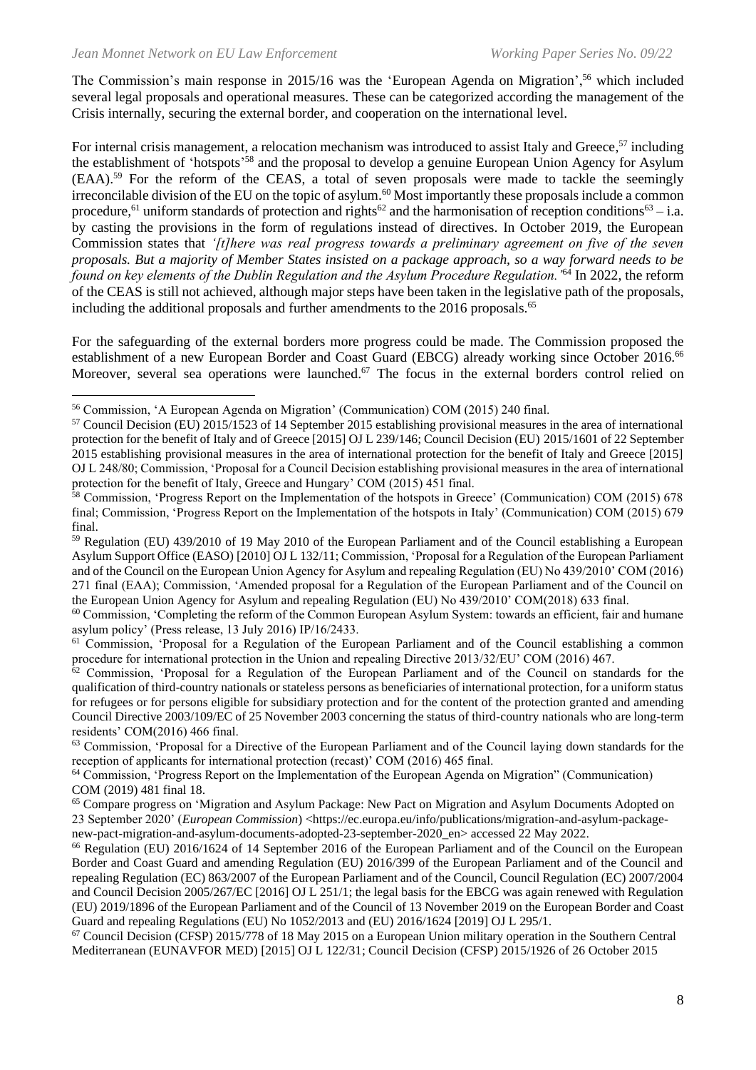The Commission's main response in 2015/16 was the 'European Agenda on Migration',[56] which included several legal proposals and operational measures. These can be categorized according the management of the Crisis internally, securing the external border, and cooperation on the international level.

For internal crisis management, a relocation mechanism was introduced to assist Italy and Greece,[57] including the establishment of 'hotspots'[58] and the proposal to develop a genuine European Union Agency for Asylum (EAA).[59] For the reform of the CEAS, a total of seven proposals were made to tackle the seemingly irreconcilable division of the EU on the topic of asylum.[60] Most importantly these proposals include a common procedure,[61] uniform standards of protection and rights[62] and the harmonisation of reception conditions[63] – i.a. by casting the provisions in the form of regulations instead of directives. In October 2019, the European Commission states that *'[t]here was real progress towards a preliminary agreement on five of the seven proposals. But a majority of Member States insisted on a package approach, so a way forward needs to be found on key elements of the Dublin Regulation and the Asylum Procedure Regulation.'*[64] In 2022, the reform of the CEAS is still not achieved, although major steps have been taken in the legislative path of the proposals, including the additional proposals and further amendments to the 2016 proposals.[65]

For the safeguarding of the external borders more progress could be made. The Commission proposed the establishment of a new European Border and Coast Guard (EBCG) already working since October 2016.[66] Moreover, several sea operations were launched.[67] The focus in the external borders control relied on

---

[56] Commission, 'A European Agenda on Migration' (Communication) COM (2015) 240 final.

[57] Council Decision (EU) 2015/1523 of 14 September 2015 establishing provisional measures in the area of international protection for the benefit of Italy and of Greece [2015] OJ L 239/146; Council Decision (EU) 2015/1601 of 22 September 2015 establishing provisional measures in the area of international protection for the benefit of Italy and Greece [2015] OJ L 248/80; Commission, 'Proposal for a Council Decision establishing provisional measures in the area of international protection for the benefit of Italy, Greece and Hungary' COM (2015) 451 final.

[58] Commission, 'Progress Report on the Implementation of the hotspots in Greece' (Communication) COM (2015) 678 final; Commission, 'Progress Report on the Implementation of the hotspots in Italy' (Communication) COM (2015) 679 final.

[59] Regulation (EU) 439/2010 of 19 May 2010 of the European Parliament and of the Council establishing a European Asylum Support Office (EASO) [2010] OJ L 132/11; Commission, 'Proposal for a Regulation of the European Parliament and of the Council on the European Union Agency for Asylum and repealing Regulation (EU) No 439/2010' COM (2016) 271 final (EAA); Commission, 'Amended proposal for a Regulation of the European Parliament and of the Council on the European Union Agency for Asylum and repealing Regulation (EU) No 439/2010' COM(2018) 633 final.

[60] Commission, 'Completing the reform of the Common European Asylum System: towards an efficient, fair and humane asylum policy' (Press release, 13 July 2016) IP/16/2433.

[61] Commission, 'Proposal for a Regulation of the European Parliament and of the Council establishing a common procedure for international protection in the Union and repealing Directive 2013/32/EU' COM (2016) 467.

[62] Commission, 'Proposal for a Regulation of the European Parliament and of the Council on standards for the qualification of third-country nationals or stateless persons as beneficiaries of international protection, for a uniform status for refugees or for persons eligible for subsidiary protection and for the content of the protection granted and amending Council Directive 2003/109/EC of 25 November 2003 concerning the status of third-country nationals who are long-term residents' COM(2016) 466 final.

[63] Commission, 'Proposal for a Directive of the European Parliament and of the Council laying down standards for the reception of applicants for international protection (recast)' COM (2016) 465 final.

[64] Commission, 'Progress Report on the Implementation of the European Agenda on Migration" (Communication) COM (2019) 481 final 18.

[65] Compare progress on 'Migration and Asylum Package: New Pact on Migration and Asylum Documents Adopted on 23 September 2020' (*European Commission*) <https://ec.europa.eu/info/publications/migration-and-asylum-package-new-pact-migration-and-asylum-documents-adopted-23-september-2020_en> accessed 22 May 2022.

[66] Regulation (EU) 2016/1624 of 14 September 2016 of the European Parliament and of the Council on the European Border and Coast Guard and amending Regulation (EU) 2016/399 of the European Parliament and of the Council and repealing Regulation (EC) 863/2007 of the European Parliament and of the Council, Council Regulation (EC) 2007/2004 and Council Decision 2005/267/EC [2016] OJ L 251/1; the legal basis for the EBCG was again renewed with Regulation (EU) 2019/1896 of the European Parliament and of the Council of 13 November 2019 on the European Border and Coast Guard and repealing Regulations (EU) No 1052/2013 and (EU) 2016/1624 [2019] OJ L 295/1.

[67] Council Decision (CFSP) 2015/778 of 18 May 2015 on a European Union military operation in the Southern Central Mediterranean (EUNAVFOR MED) [2015] OJ L 122/31; Council Decision (CFSP) 2015/1926 of 26 October 2015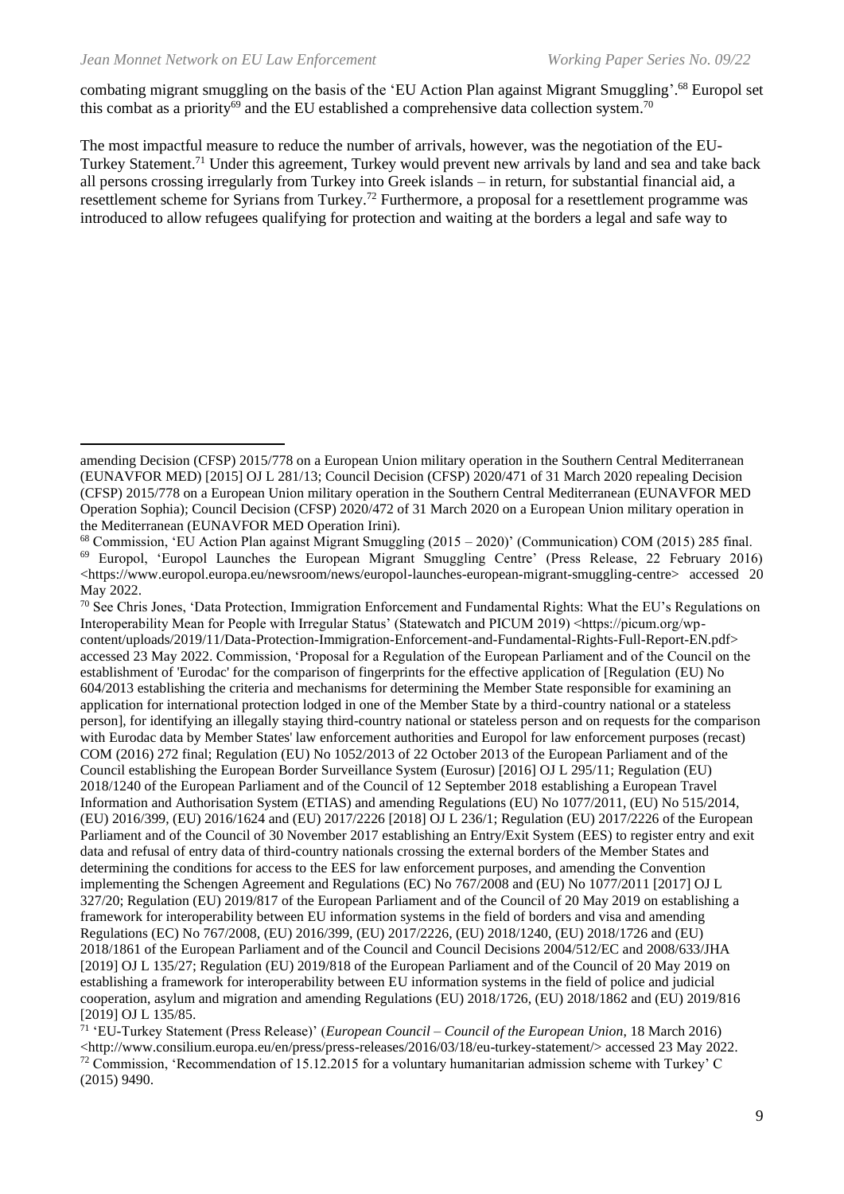combating migrant smuggling on the basis of the 'EU Action Plan against Migrant Smuggling'.[68] Europol set this combat as a priority[69] and the EU established a comprehensive data collection system.[70]

The most impactful measure to reduce the number of arrivals, however, was the negotiation of the EU-Turkey Statement.[71] Under this agreement, Turkey would prevent new arrivals by land and sea and take back all persons crossing irregularly from Turkey into Greek islands – in return, for substantial financial aid, a resettlement scheme for Syrians from Turkey.[72] Furthermore, a proposal for a resettlement programme was introduced to allow refugees qualifying for protection and waiting at the borders a legal and safe way to

---

amending Decision (CFSP) 2015/778 on a European Union military operation in the Southern Central Mediterranean (EUNAVFOR MED) [2015] OJ L 281/13; Council Decision (CFSP) 2020/471 of 31 March 2020 repealing Decision (CFSP) 2015/778 on a European Union military operation in the Southern Central Mediterranean (EUNAVFOR MED Operation Sophia); Council Decision (CFSP) 2020/472 of 31 March 2020 on a European Union military operation in the Mediterranean (EUNAVFOR MED Operation Irini).

[68] Commission, 'EU Action Plan against Migrant Smuggling (2015 – 2020)' (Communication) COM (2015) 285 final.

[69] Europol, 'Europol Launches the European Migrant Smuggling Centre' (Press Release, 22 February 2016) <https://www.europol.europa.eu/newsroom/news/europol-launches-european-migrant-smuggling-centre> accessed 20 May 2022.

[70] See Chris Jones, 'Data Protection, Immigration Enforcement and Fundamental Rights: What the EU's Regulations on Interoperability Mean for People with Irregular Status' (Statewatch and PICUM 2019) <https://picum.org/wp-content/uploads/2019/11/Data-Protection-Immigration-Enforcement-and-Fundamental-Rights-Full-Report-EN.pdf> accessed 23 May 2022. Commission, 'Proposal for a Regulation of the European Parliament and of the Council on the establishment of 'Eurodac' for the comparison of fingerprints for the effective application of [Regulation (EU) No 604/2013 establishing the criteria and mechanisms for determining the Member State responsible for examining an application for international protection lodged in one of the Member State by a third-country national or a stateless person], for identifying an illegally staying third-country national or stateless person and on requests for the comparison with Eurodac data by Member States' law enforcement authorities and Europol for law enforcement purposes (recast) COM (2016) 272 final; Regulation (EU) No 1052/2013 of 22 October 2013 of the European Parliament and of the Council establishing the European Border Surveillance System (Eurosur) [2016] OJ L 295/11; Regulation (EU) 2018/1240 of the European Parliament and of the Council of 12 September 2018 establishing a European Travel Information and Authorisation System (ETIAS) and amending Regulations (EU) No 1077/2011, (EU) No 515/2014, (EU) 2016/399, (EU) 2016/1624 and (EU) 2017/2226 [2018] OJ L 236/1; Regulation (EU) 2017/2226 of the European Parliament and of the Council of 30 November 2017 establishing an Entry/Exit System (EES) to register entry and exit data and refusal of entry data of third-country nationals crossing the external borders of the Member States and determining the conditions for access to the EES for law enforcement purposes, and amending the Convention implementing the Schengen Agreement and Regulations (EC) No 767/2008 and (EU) No 1077/2011 [2017] OJ L 327/20; Regulation (EU) 2019/817 of the European Parliament and of the Council of 20 May 2019 on establishing a framework for interoperability between EU information systems in the field of borders and visa and amending Regulations (EC) No 767/2008, (EU) 2016/399, (EU) 2017/2226, (EU) 2018/1240, (EU) 2018/1726 and (EU) 2018/1861 of the European Parliament and of the Council and Council Decisions 2004/512/EC and 2008/633/JHA [2019] OJ L 135/27; Regulation (EU) 2019/818 of the European Parliament and of the Council of 20 May 2019 on establishing a framework for interoperability between EU information systems in the field of police and judicial cooperation, asylum and migration and amending Regulations (EU) 2018/1726, (EU) 2018/1862 and (EU) 2019/816 [2019] OJ L 135/85.

[71] 'EU-Turkey Statement (Press Release)' (*European Council – Council of the European Union*, 18 March 2016) <http://www.consilium.europa.eu/en/press/press-releases/2016/03/18/eu-turkey-statement/> accessed 23 May 2022.

[72] Commission, 'Recommendation of 15.12.2015 for a voluntary humanitarian admission scheme with Turkey' C (2015) 9490.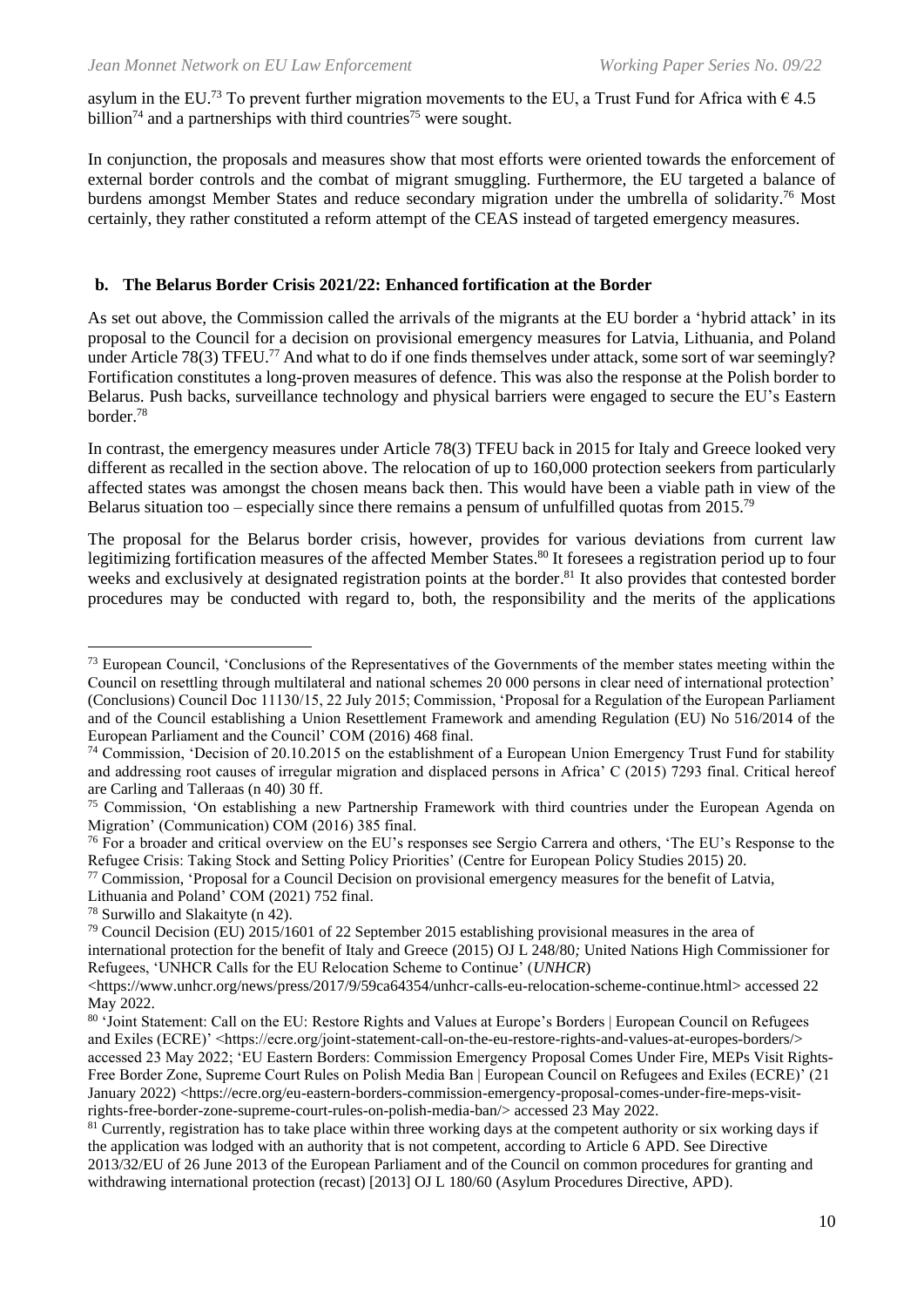asylum in the EU.[73] To prevent further migration movements to the EU, a Trust Fund for Africa with € 4.5 billion[74] and a partnerships with third countries[75] were sought.

In conjunction, the proposals and measures show that most efforts were oriented towards the enforcement of external border controls and the combat of migrant smuggling. Furthermore, the EU targeted a balance of burdens amongst Member States and reduce secondary migration under the umbrella of solidarity.[76] Most certainly, they rather constituted a reform attempt of the CEAS instead of targeted emergency measures.

### b. The Belarus Border Crisis 2021/22: Enhanced fortification at the Border

As set out above, the Commission called the arrivals of the migrants at the EU border a 'hybrid attack' in its proposal to the Council for a decision on provisional emergency measures for Latvia, Lithuania, and Poland under Article 78(3) TFEU.[77] And what to do if one finds themselves under attack, some sort of war seemingly? Fortification constitutes a long-proven measures of defence. This was also the response at the Polish border to Belarus. Push backs, surveillance technology and physical barriers were engaged to secure the EU's Eastern border.[78]

In contrast, the emergency measures under Article 78(3) TFEU back in 2015 for Italy and Greece looked very different as recalled in the section above. The relocation of up to 160,000 protection seekers from particularly affected states was amongst the chosen means back then. This would have been a viable path in view of the Belarus situation too – especially since there remains a pensum of unfulfilled quotas from 2015.[79]

The proposal for the Belarus border crisis, however, provides for various deviations from current law legitimizing fortification measures of the affected Member States.[80] It foresees a registration period up to four weeks and exclusively at designated registration points at the border.[81] It also provides that contested border procedures may be conducted with regard to, both, the responsibility and the merits of the applications

---

[73] European Council, 'Conclusions of the Representatives of the Governments of the member states meeting within the Council on resettling through multilateral and national schemes 20 000 persons in clear need of international protection' (Conclusions) Council Doc 11130/15, 22 July 2015; Commission, 'Proposal for a Regulation of the European Parliament and of the Council establishing a Union Resettlement Framework and amending Regulation (EU) No 516/2014 of the European Parliament and the Council' COM (2016) 468 final.

[74] Commission, 'Decision of 20.10.2015 on the establishment of a European Union Emergency Trust Fund for stability and addressing root causes of irregular migration and displaced persons in Africa' C (2015) 7293 final. Critical hereof are Carling and Talleraas (n 40) 30 ff.

[75] Commission, 'On establishing a new Partnership Framework with third countries under the European Agenda on Migration' (Communication) COM (2016) 385 final.

[76] For a broader and critical overview on the EU's responses see Sergio Carrera and others, 'The EU's Response to the Refugee Crisis: Taking Stock and Setting Policy Priorities' (Centre for European Policy Studies 2015) 20.

[77] Commission, 'Proposal for a Council Decision on provisional emergency measures for the benefit of Latvia, Lithuania and Poland' COM (2021) 752 final.

[78] Surwillo and Slakaityte (n 42).

[79] Council Decision (EU) 2015/1601 of 22 September 2015 establishing provisional measures in the area of international protection for the benefit of Italy and Greece (2015) OJ L 248/80; United Nations High Commissioner for Refugees, 'UNHCR Calls for the EU Relocation Scheme to Continue' (*UNHCR*) <https://www.unhcr.org/news/press/2017/9/59ca64354/unhcr-calls-eu-relocation-scheme-continue.html> accessed 22 May 2022.

[80] 'Joint Statement: Call on the EU: Restore Rights and Values at Europe's Borders | European Council on Refugees and Exiles (ECRE)' <https://ecre.org/joint-statement-call-on-the-eu-restore-rights-and-values-at-europes-borders/> accessed 23 May 2022; 'EU Eastern Borders: Commission Emergency Proposal Comes Under Fire, MEPs Visit Rights-Free Border Zone, Supreme Court Rules on Polish Media Ban | European Council on Refugees and Exiles (ECRE)' (21 January 2022) <https://ecre.org/eu-eastern-borders-commission-emergency-proposal-comes-under-fire-meps-visit-rights-free-border-zone-supreme-court-rules-on-polish-media-ban/> accessed 23 May 2022.

[81] Currently, registration has to take place within three working days at the competent authority or six working days if the application was lodged with an authority that is not competent, according to Article 6 APD. See Directive 2013/32/EU of 26 June 2013 of the European Parliament and of the Council on common procedures for granting and withdrawing international protection (recast) [2013] OJ L 180/60 (Asylum Procedures Directive, APD).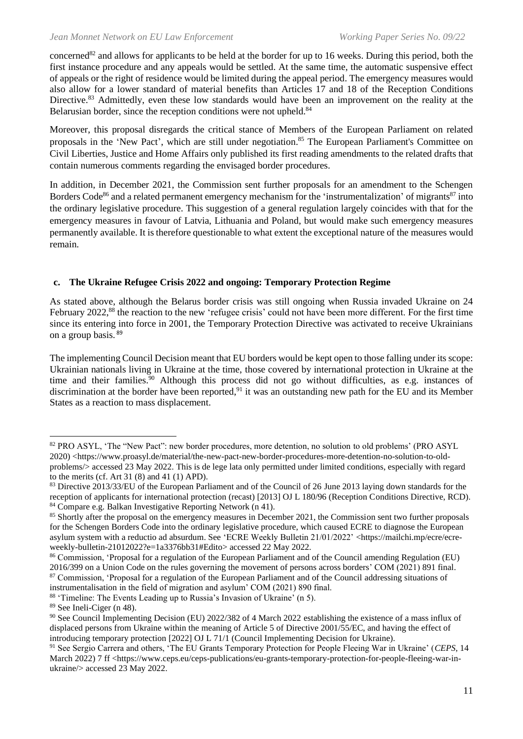concerned[82] and allows for applicants to be held at the border for up to 16 weeks. During this period, both the first instance procedure and any appeals would be settled. At the same time, the automatic suspensive effect of appeals or the right of residence would be limited during the appeal period. The emergency measures would also allow for a lower standard of material benefits than Articles 17 and 18 of the Reception Conditions Directive.[83] Admittedly, even these low standards would have been an improvement on the reality at the Belarusian border, since the reception conditions were not upheld.[84]

Moreover, this proposal disregards the critical stance of Members of the European Parliament on related proposals in the 'New Pact', which are still under negotiation.[85] The European Parliament's Committee on Civil Liberties, Justice and Home Affairs only published its first reading amendments to the related drafts that contain numerous comments regarding the envisaged border procedures.

In addition, in December 2021, the Commission sent further proposals for an amendment to the Schengen Borders Code[86] and a related permanent emergency mechanism for the 'instrumentalization' of migrants[87] into the ordinary legislative procedure. This suggestion of a general regulation largely coincides with that for the emergency measures in favour of Latvia, Lithuania and Poland, but would make such emergency measures permanently available. It is therefore questionable to what extent the exceptional nature of the measures would remain.

### c. The Ukraine Refugee Crisis 2022 and ongoing: Temporary Protection Regime

As stated above, although the Belarus border crisis was still ongoing when Russia invaded Ukraine on 24 February 2022,[88] the reaction to the new 'refugee crisis' could not have been more different. For the first time since its entering into force in 2001, the Temporary Protection Directive was activated to receive Ukrainians on a group basis.[89]

The implementing Council Decision meant that EU borders would be kept open to those falling under its scope: Ukrainian nationals living in Ukraine at the time, those covered by international protection in Ukraine at the time and their families.[90] Although this process did not go without difficulties, as e.g. instances of discrimination at the border have been reported,[91] it was an outstanding new path for the EU and its Member States as a reaction to mass displacement.

---

[82] PRO ASYL, 'The "New Pact": new border procedures, more detention, no solution to old problems' (PRO ASYL 2020) <https://www.proasyl.de/material/the-new-pact-new-border-procedures-more-detention-no-solution-to-old-problems/> accessed 23 May 2022. This is de lege lata only permitted under limited conditions, especially with regard to the merits (cf. Art 31 (8) and 41 (1) APD).

[83] Directive 2013/33/EU of the European Parliament and of the Council of 26 June 2013 laying down standards for the reception of applicants for international protection (recast) [2013] OJ L 180/96 (Reception Conditions Directive, RCD).

[84] Compare e.g. Balkan Investigative Reporting Network (n 41).

[85] Shortly after the proposal on the emergency measures in December 2021, the Commission sent two further proposals for the Schengen Borders Code into the ordinary legislative procedure, which caused ECRE to diagnose the European asylum system with a reductio ad absurdum. See 'ECRE Weekly Bulletin 21/01/2022' <https://mailchi.mp/ecre/ecre-weekly-bulletin-21012022?e=1a3376bb31#Edito> accessed 22 May 2022.

[86] Commission, 'Proposal for a regulation of the European Parliament and of the Council amending Regulation (EU) 2016/399 on a Union Code on the rules governing the movement of persons across borders' COM (2021) 891 final.

[87] Commission, 'Proposal for a regulation of the European Parliament and of the Council addressing situations of instrumentalisation in the field of migration and asylum' COM (2021) 890 final.

[88] 'Timeline: The Events Leading up to Russia's Invasion of Ukraine' (n 5).

[89] See Ineli-Ciger (n 48).

[90] See Council Implementing Decision (EU) 2022/382 of 4 March 2022 establishing the existence of a mass influx of displaced persons from Ukraine within the meaning of Article 5 of Directive 2001/55/EC, and having the effect of introducing temporary protection [2022] OJ L 71/1 (Council Implementing Decision for Ukraine).

[91] See Sergio Carrera and others, 'The EU Grants Temporary Protection for People Fleeing War in Ukraine' (*CEPS*, 14 March 2022) 7 ff <https://www.ceps.eu/ceps-publications/eu-grants-temporary-protection-for-people-fleeing-war-in-ukraine/> accessed 23 May 2022.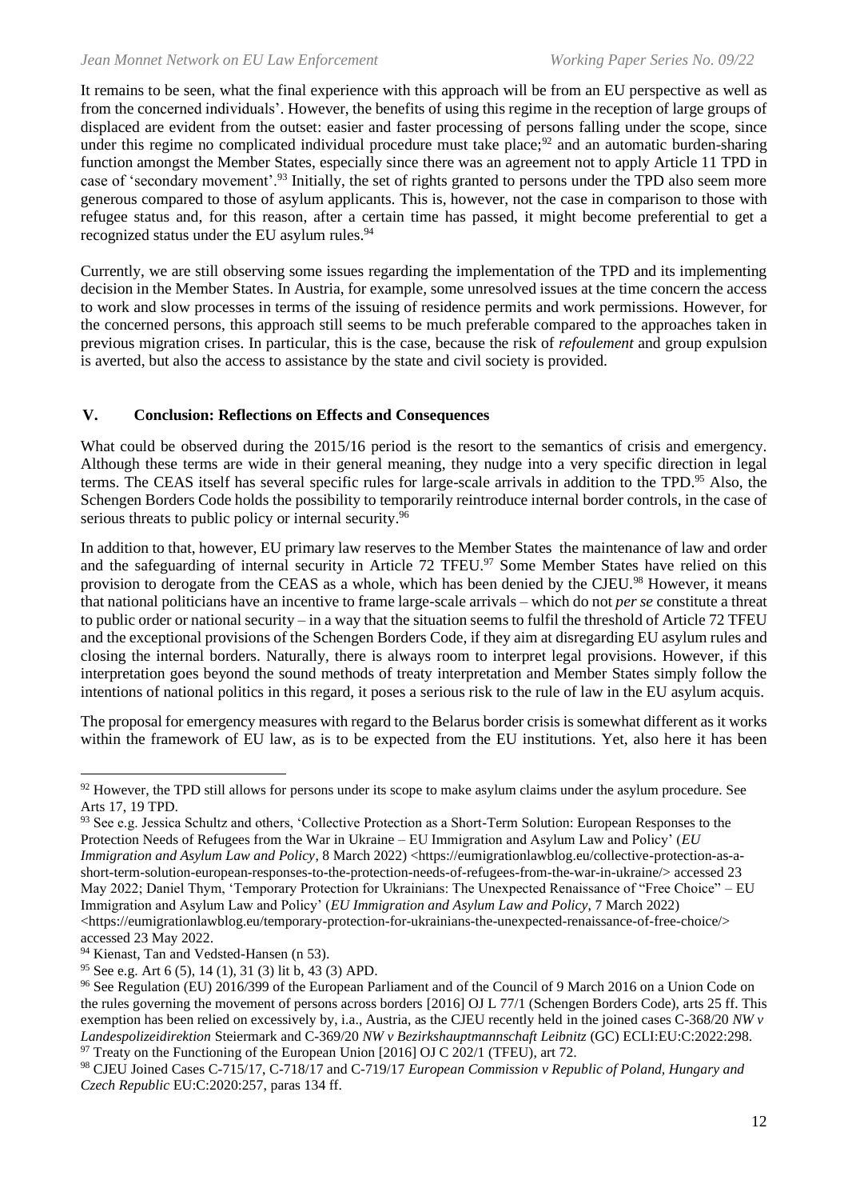It remains to be seen, what the final experience with this approach will be from an EU perspective as well as from the concerned individuals'. However, the benefits of using this regime in the reception of large groups of displaced are evident from the outset: easier and faster processing of persons falling under the scope, since under this regime no complicated individual procedure must take place;[92] and an automatic burden-sharing function amongst the Member States, especially since there was an agreement not to apply Article 11 TPD in case of 'secondary movement'.[93] Initially, the set of rights granted to persons under the TPD also seem more generous compared to those of asylum applicants. This is, however, not the case in comparison to those with refugee status and, for this reason, after a certain time has passed, it might become preferential to get a recognized status under the EU asylum rules.[94]

Currently, we are still observing some issues regarding the implementation of the TPD and its implementing decision in the Member States. In Austria, for example, some unresolved issues at the time concern the access to work and slow processes in terms of the issuing of residence permits and work permissions. However, for the concerned persons, this approach still seems to be much preferable compared to the approaches taken in previous migration crises. In particular, this is the case, because the risk of *refoulement* and group expulsion is averted, but also the access to assistance by the state and civil society is provided.

## V. Conclusion: Reflections on Effects and Consequences

What could be observed during the 2015/16 period is the resort to the semantics of crisis and emergency. Although these terms are wide in their general meaning, they nudge into a very specific direction in legal terms. The CEAS itself has several specific rules for large-scale arrivals in addition to the TPD.[95] Also, the Schengen Borders Code holds the possibility to temporarily reintroduce internal border controls, in the case of serious threats to public policy or internal security.[96]

In addition to that, however, EU primary law reserves to the Member States the maintenance of law and order and the safeguarding of internal security in Article 72 TFEU.[97] Some Member States have relied on this provision to derogate from the CEAS as a whole, which has been denied by the CJEU.[98] However, it means that national politicians have an incentive to frame large-scale arrivals – which do not *per se* constitute a threat to public order or national security – in a way that the situation seems to fulfil the threshold of Article 72 TFEU and the exceptional provisions of the Schengen Borders Code, if they aim at disregarding EU asylum rules and closing the internal borders. Naturally, there is always room to interpret legal provisions. However, if this interpretation goes beyond the sound methods of treaty interpretation and Member States simply follow the intentions of national politics in this regard, it poses a serious risk to the rule of law in the EU asylum acquis.

The proposal for emergency measures with regard to the Belarus border crisis is somewhat different as it works within the framework of EU law, as is to be expected from the EU institutions. Yet, also here it has been

---

[92] However, the TPD still allows for persons under its scope to make asylum claims under the asylum procedure. See Arts 17, 19 TPD.

[93] See e.g. Jessica Schultz and others, 'Collective Protection as a Short-Term Solution: European Responses to the Protection Needs of Refugees from the War in Ukraine – EU Immigration and Asylum Law and Policy' (*EU Immigration and Asylum Law and Policy*, 8 March 2022) <https://eumigrationlawblog.eu/collective-protection-as-a-short-term-solution-european-responses-to-the-protection-needs-of-refugees-from-the-war-in-ukraine/> accessed 23 May 2022; Daniel Thym, 'Temporary Protection for Ukrainians: The Unexpected Renaissance of "Free Choice" – EU Immigration and Asylum Law and Policy' (*EU Immigration and Asylum Law and Policy*, 7 March 2022) <https://eumigrationlawblog.eu/temporary-protection-for-ukrainians-the-unexpected-renaissance-of-free-choice/> accessed 23 May 2022.

[94] Kienast, Tan and Vedsted-Hansen (n 53).

[95] See e.g. Art 6 (5), 14 (1), 31 (3) lit b, 43 (3) APD.

[96] See Regulation (EU) 2016/399 of the European Parliament and of the Council of 9 March 2016 on a Union Code on the rules governing the movement of persons across borders [2016] OJ L 77/1 (Schengen Borders Code), arts 25 ff. This exemption has been relied on excessively by, i.a., Austria, as the CJEU recently held in the joined cases C-368/20 *NW v Landespolizeidirektion* Steiermark and C-369/20 *NW v Bezirkshauptmannschaft Leibnitz* (GC) ECLI:EU:C:2022:298.

[97] Treaty on the Functioning of the European Union [2016] OJ C 202/1 (TFEU), art 72.

[98] CJEU Joined Cases C-715/17, C-718/17 and C-719/17 *European Commission v Republic of Poland, Hungary and Czech Republic* EU:C:2020:257, paras 134 ff.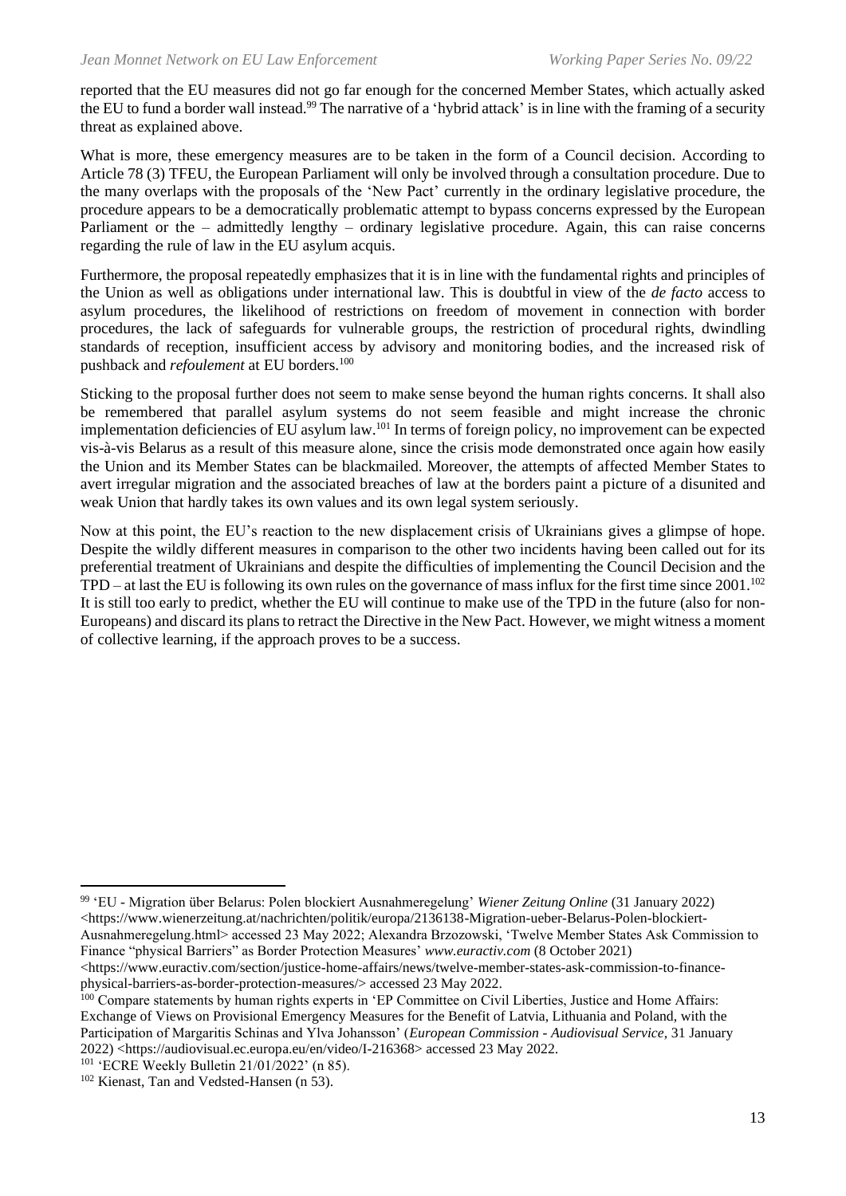reported that the EU measures did not go far enough for the concerned Member States, which actually asked the EU to fund a border wall instead.[99] The narrative of a 'hybrid attack' is in line with the framing of a security threat as explained above.

What is more, these emergency measures are to be taken in the form of a Council decision. According to Article 78 (3) TFEU, the European Parliament will only be involved through a consultation procedure. Due to the many overlaps with the proposals of the 'New Pact' currently in the ordinary legislative procedure, the procedure appears to be a democratically problematic attempt to bypass concerns expressed by the European Parliament or the – admittedly lengthy – ordinary legislative procedure. Again, this can raise concerns regarding the rule of law in the EU asylum acquis.

Furthermore, the proposal repeatedly emphasizes that it is in line with the fundamental rights and principles of the Union as well as obligations under international law. This is doubtful in view of the *de facto* access to asylum procedures, the likelihood of restrictions on freedom of movement in connection with border procedures, the lack of safeguards for vulnerable groups, the restriction of procedural rights, dwindling standards of reception, insufficient access by advisory and monitoring bodies, and the increased risk of pushback and *refoulement* at EU borders.[100]

Sticking to the proposal further does not seem to make sense beyond the human rights concerns. It shall also be remembered that parallel asylum systems do not seem feasible and might increase the chronic implementation deficiencies of EU asylum law.[101] In terms of foreign policy, no improvement can be expected vis-à-vis Belarus as a result of this measure alone, since the crisis mode demonstrated once again how easily the Union and its Member States can be blackmailed. Moreover, the attempts of affected Member States to avert irregular migration and the associated breaches of law at the borders paint a picture of a disunited and weak Union that hardly takes its own values and its own legal system seriously.

Now at this point, the EU's reaction to the new displacement crisis of Ukrainians gives a glimpse of hope. Despite the wildly different measures in comparison to the other two incidents having been called out for its preferential treatment of Ukrainians and despite the difficulties of implementing the Council Decision and the TPD – at last the EU is following its own rules on the governance of mass influx for the first time since 2001.[102] It is still too early to predict, whether the EU will continue to make use of the TPD in the future (also for non-Europeans) and discard its plans to retract the Directive in the New Pact. However, we might witness a moment of collective learning, if the approach proves to be a success.

---

[99] 'EU - Migration über Belarus: Polen blockiert Ausnahmeregelung' *Wiener Zeitung Online* (31 January 2022) <https://www.wienerzeitung.at/nachrichten/politik/europa/2136138-Migration-ueber-Belarus-Polen-blockiert-Ausnahmeregelung.html> accessed 23 May 2022; Alexandra Brzozowski, 'Twelve Member States Ask Commission to Finance "physical Barriers" as Border Protection Measures' *www.euractiv.com* (8 October 2021) <https://www.euractiv.com/section/justice-home-affairs/news/twelve-member-states-ask-commission-to-finance-physical-barriers-as-border-protection-measures/> accessed 23 May 2022.

[100] Compare statements by human rights experts in 'EP Committee on Civil Liberties, Justice and Home Affairs: Exchange of Views on Provisional Emergency Measures for the Benefit of Latvia, Lithuania and Poland, with the Participation of Margaritis Schinas and Ylva Johansson' (*European Commission - Audiovisual Service*, 31 January 2022) <https://audiovisual.ec.europa.eu/en/video/I-216368> accessed 23 May 2022.

[101] 'ECRE Weekly Bulletin 21/01/2022' (n 85).

[102] Kienast, Tan and Vedsted-Hansen (n 53).